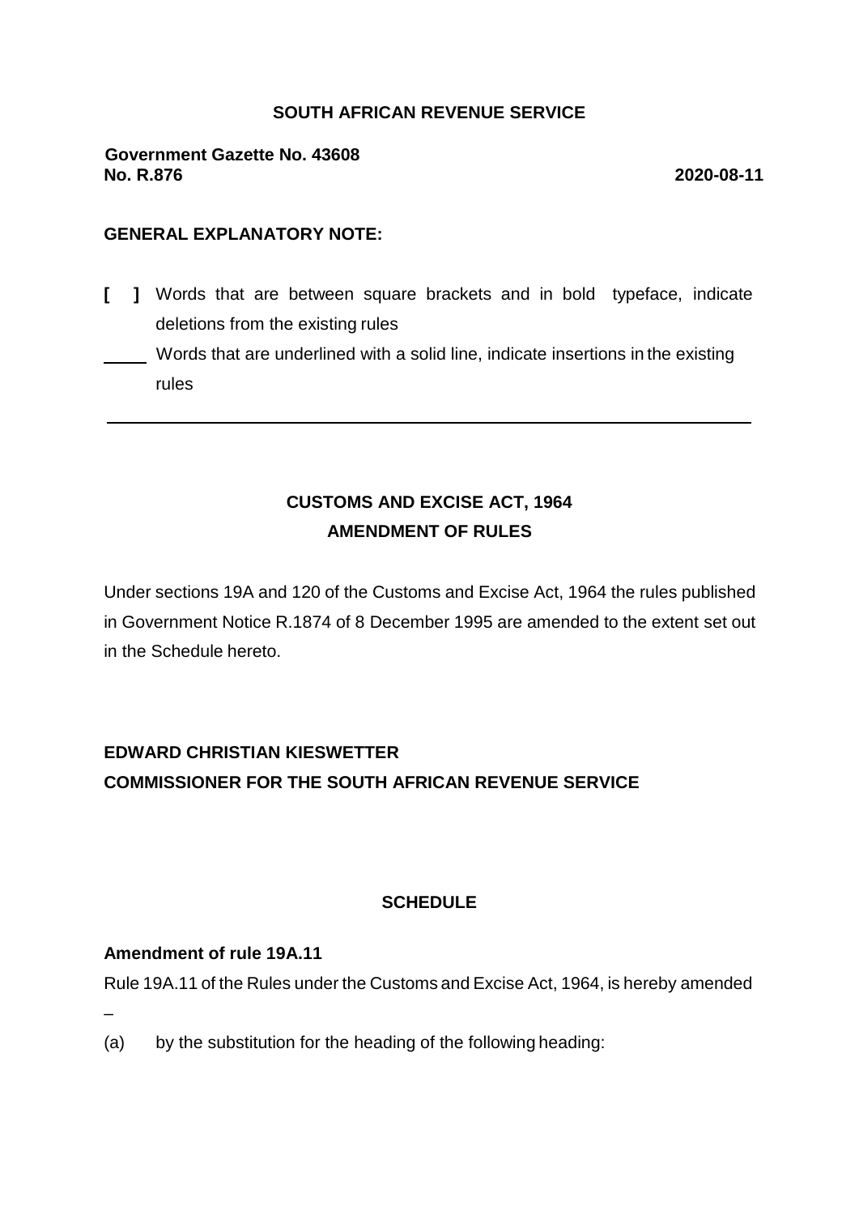**SOUTH AFRICAN REVENUE SERVICE**

**Government Gazette No. 43608**
**No. R.876** **2020-08-11**

**GENERAL EXPLANATORY NOTE:**

**[ ]** Words that are between square brackets and in bold typeface, indicate deletions from the existing rules

\_\_\_\_\_ Words that are underlined with a solid line, indicate insertions in the existing rules

---

**CUSTOMS AND EXCISE ACT, 1964**
**AMENDMENT OF RULES**

Under sections 19A and 120 of the Customs and Excise Act, 1964 the rules published in Government Notice R.1874 of 8 December 1995 are amended to the extent set out in the Schedule hereto.

**EDWARD CHRISTIAN KIESWETTER**
**COMMISSIONER FOR THE SOUTH AFRICAN REVENUE SERVICE**

**SCHEDULE**

**Amendment of rule 19A.11**

Rule 19A.11 of the Rules under the Customs and Excise Act, 1964, is hereby amended –

(a) by the substitution for the heading of the following heading: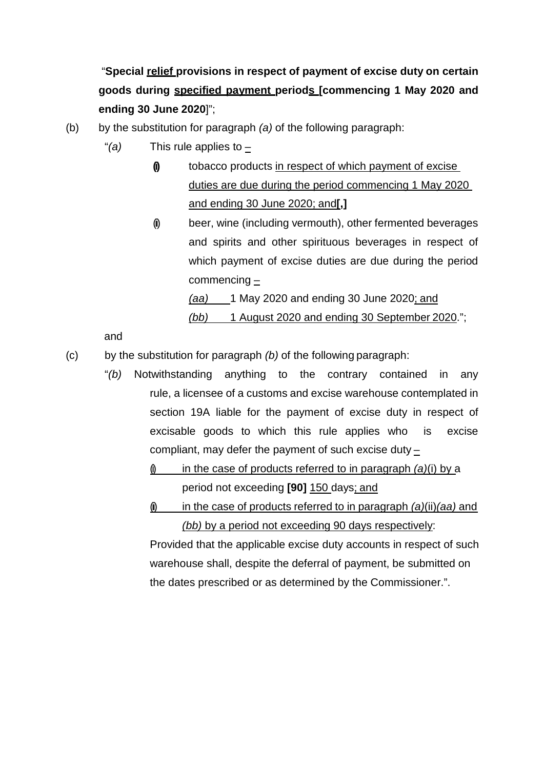"**Special relief provisions in respect of payment of excise duty on certain goods during specified payment periods [commencing 1 May 2020 and ending 30 June 2020**]";

(b) by the substitution for paragraph *(a)* of the following paragraph:

"*(a)* This rule applies to –

(i) tobacco products in respect of which payment of excise duties are due during the period commencing 1 May 2020 and ending 30 June 2020; and**[,]**

(ii) beer, wine (including vermouth), other fermented beverages and spirits and other spirituous beverages in respect of which payment of excise duties are due during the period commencing –

*(aa)* 1 May 2020 and ending 30 June 2020; and

*(bb)* 1 August 2020 and ending 30 September 2020.";

and

(c) by the substitution for paragraph *(b)* of the following paragraph:

"*(b)* Notwithstanding anything to the contrary contained in any rule, a licensee of a customs and excise warehouse contemplated in section 19A liable for the payment of excise duty in respect of excisable goods to which this rule applies who is excise compliant, may defer the payment of such excise duty –

(i) in the case of products referred to in paragraph *(a)*(i) by a period not exceeding **[90]** 150 days; and

(ii) in the case of products referred to in paragraph *(a)*(ii)*(aa)* and *(bb)* by a period not exceeding 90 days respectively:

Provided that the applicable excise duty accounts in respect of such warehouse shall, despite the deferral of payment, be submitted on the dates prescribed or as determined by the Commissioner.".